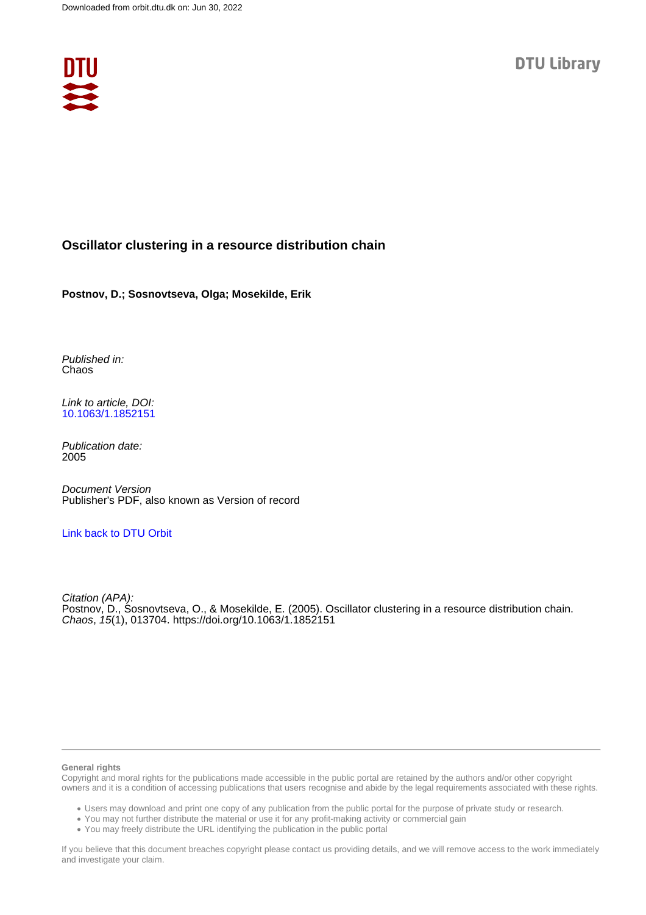Downloaded from orbit.dtu.dk on: Jun 30, 2022

DTU Library

# Oscillator clustering in a resource distribution chain

**Postnov, D.; Sosnovtseva, Olga; Mosekilde, Erik**

*Published in:*
Chaos

*Link to article, DOI:*
10.1063/1.1852151

*Publication date:*
2005

*Document Version*
Publisher's PDF, also known as Version of record

Link back to DTU Orbit

*Citation (APA):*
Postnov, D., Sosnovtseva, O., & Mosekilde, E. (2005). Oscillator clustering in a resource distribution chain. *Chaos*, *15*(1), 013704. https://doi.org/10.1063/1.1852151

**General rights**
Copyright and moral rights for the publications made accessible in the public portal are retained by the authors and/or other copyright owners and it is a condition of accessing publications that users recognise and abide by the legal requirements associated with these rights.

- Users may download and print one copy of any publication from the public portal for the purpose of private study or research.
- You may not further distribute the material or use it for any profit-making activity or commercial gain
- You may freely distribute the URL identifying the publication in the public portal

If you believe that this document breaches copyright please contact us providing details, and we will remove access to the work immediately and investigate your claim.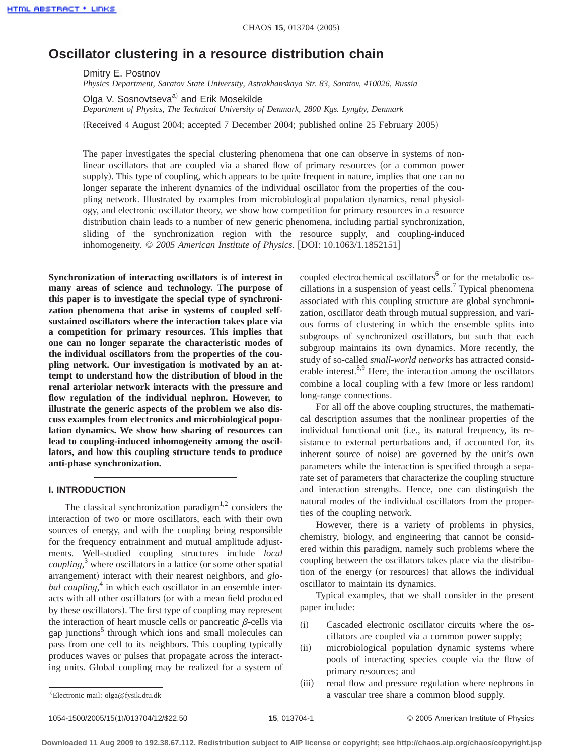# Oscillator clustering in a resource distribution chain

Dmitry E. Postnov
*Physics Department, Saratov State University, Astrakhanskaya Str. 83, Saratov, 410026, Russia*

Olga V. Sosnovtseva[a] and Erik Mosekilde
*Department of Physics, The Technical University of Denmark, 2800 Kgs. Lyngby, Denmark*

(Received 4 August 2004; accepted 7 December 2004; published online 25 February 2005)

The paper investigates the special clustering phenomena that one can observe in systems of nonlinear oscillators that are coupled via a shared flow of primary resources (or a common power supply). This type of coupling, which appears to be quite frequent in nature, implies that one can no longer separate the inherent dynamics of the individual oscillator from the properties of the coupling network. Illustrated by examples from microbiological population dynamics, renal physiology, and electronic oscillator theory, we show how competition for primary resources in a resource distribution chain leads to a number of new generic phenomena, including partial synchronization, sliding of the synchronization region with the resource supply, and coupling-induced inhomogeneity. © *2005 American Institute of Physics*. [DOI: 10.1063/1.1852151]

**Synchronization of interacting oscillators is of interest in many areas of science and technology. The purpose of this paper is to investigate the special type of synchronization phenomena that arise in systems of coupled self-sustained oscillators where the interaction takes place via a competition for primary resources. This implies that one can no longer separate the characteristic modes of the individual oscillators from the properties of the coupling network. Our investigation is motivated by an attempt to understand how the distribution of blood in the renal arteriolar network interacts with the pressure and flow regulation of the individual nephron. However, to illustrate the generic aspects of the problem we also discuss examples from electronics and microbiological population dynamics. We show how sharing of resources can lead to coupling-induced inhomogeneity among the oscillators, and how this coupling structure tends to produce anti-phase synchronization.**

## I. INTRODUCTION

The classical synchronization paradigm[1,2] considers the interaction of two or more oscillators, each with their own sources of energy, and with the coupling being responsible for the frequency entrainment and mutual amplitude adjustments. Well-studied coupling structures include *local coupling*,[3] where oscillators in a lattice (or some other spatial arrangement) interact with their nearest neighbors, and *global coupling*,[4] in which each oscillator in an ensemble interacts with all other oscillators (or with a mean field produced by these oscillators). The first type of coupling may represent the interaction of heart muscle cells or pancreatic $\beta$-cells via gap junctions[5] through which ions and small molecules can pass from one cell to its neighbors. This coupling typically produces waves or pulses that propagate across the interacting units. Global coupling may be realized for a system of coupled electrochemical oscillators[6] or for the metabolic oscillations in a suspension of yeast cells.[7] Typical phenomena associated with this coupling structure are global synchronization, oscillator death through mutual suppression, and various forms of clustering in which the ensemble splits into subgroups of synchronized oscillators, but such that each subgroup maintains its own dynamics. More recently, the study of so-called *small-world networks* has attracted considerable interest.[8,9] Here, the interaction among the oscillators combine a local coupling with a few (more or less random) long-range connections.

For all off the above coupling structures, the mathematical description assumes that the nonlinear properties of the individual functional unit (i.e., its natural frequency, its resistance to external perturbations and, if accounted for, its inherent source of noise) are governed by the unit's own parameters while the interaction is specified through a separate set of parameters that characterize the coupling structure and interaction strengths. Hence, one can distinguish the natural modes of the individual oscillators from the properties of the coupling network.

However, there is a variety of problems in physics, chemistry, biology, and engineering that cannot be considered within this paradigm, namely such problems where the coupling between the oscillators takes place via the distribution of the energy (or resources) that allows the individual oscillator to maintain its dynamics.

Typical examples, that we shall consider in the present paper include:

(i) Cascaded electronic oscillator circuits where the oscillators are coupled via a common power supply;
(ii) microbiological population dynamic systems where pools of interacting species couple via the flow of primary resources; and
(iii) renal flow and pressure regulation where nephrons in a vascular tree share a common blood supply.

[a]Electronic mail: olga@fysik.dtu.dk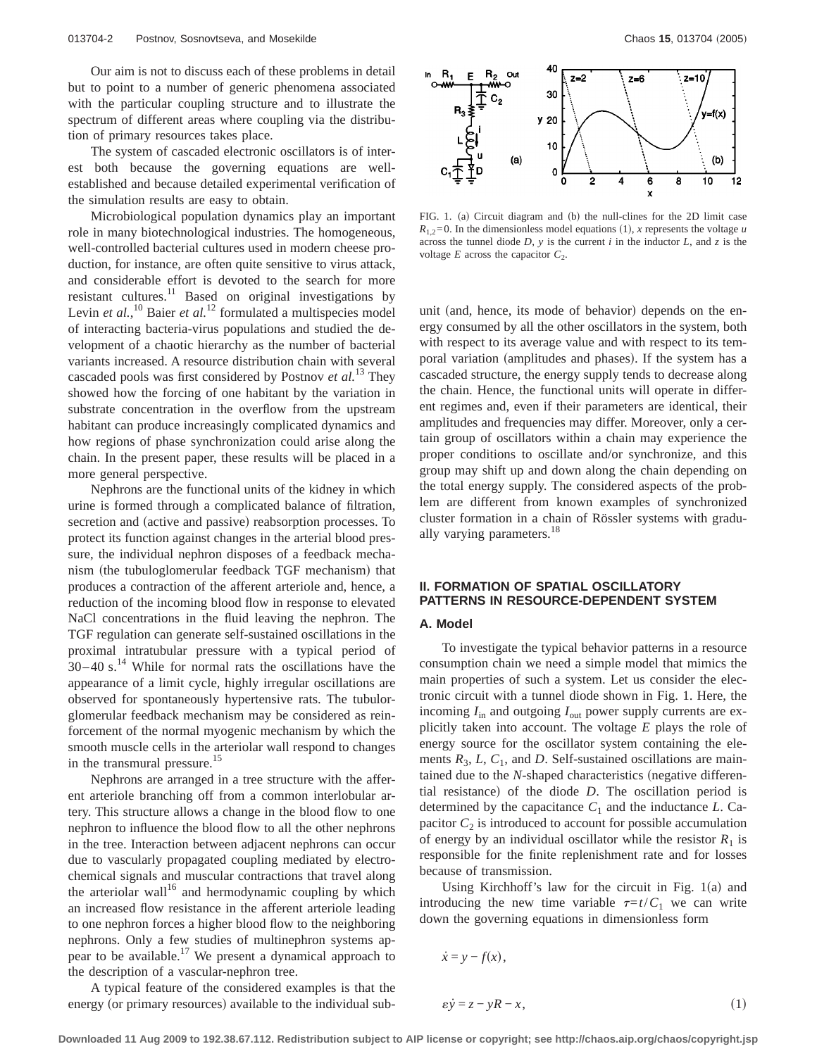Our aim is not to discuss each of these problems in detail but to point to a number of generic phenomena associated with the particular coupling structure and to illustrate the spectrum of different areas where coupling via the distribution of primary resources takes place.

The system of cascaded electronic oscillators is of interest both because the governing equations are well-established and because detailed experimental verification of the simulation results are easy to obtain.

Microbiological population dynamics play an important role in many biotechnological industries. The homogeneous, well-controlled bacterial cultures used in modern cheese production, for instance, are often quite sensitive to virus attack, and considerable effort is devoted to the search for more resistant cultures.[11] Based on original investigations by Levin *et al.*,[10] Baier *et al.*[12] formulated a multispecies model of interacting bacteria-virus populations and studied the development of a chaotic hierarchy as the number of bacterial variants increased. A resource distribution chain with several cascaded pools was first considered by Postnov *et al.*[13] They showed how the forcing of one habitant by the variation in substrate concentration in the overflow from the upstream habitant can produce increasingly complicated dynamics and how regions of phase synchronization could arise along the chain. In the present paper, these results will be placed in a more general perspective.

Nephrons are the functional units of the kidney in which urine is formed through a complicated balance of filtration, secretion and (active and passive) reabsorption processes. To protect its function against changes in the arterial blood pressure, the individual nephron disposes of a feedback mechanism (the tubuloglomerular feedback TGF mechanism) that produces a contraction of the afferent arteriole and, hence, a reduction of the incoming blood flow in response to elevated NaCl concentrations in the fluid leaving the nephron. The TGF regulation can generate self-sustained oscillations in the proximal intratubular pressure with a typical period of 30–40 s.[14] While for normal rats the oscillations have the appearance of a limit cycle, highly irregular oscillations are observed for spontaneously hypertensive rats. The tubulorglomerular feedback mechanism may be considered as reinforcement of the normal myogenic mechanism by which the smooth muscle cells in the arteriolar wall respond to changes in the transmural pressure.[15]

Nephrons are arranged in a tree structure with the afferent arteriole branching off from a common interlobular artery. This structure allows a change in the blood flow to one nephron to influence the blood flow to all the other nephrons in the tree. Interaction between adjacent nephrons can occur due to vascularly propagated coupling mediated by electrochemical signals and muscular contractions that travel along the arteriolar wall[16] and hermodynamic coupling by which an increased flow resistance in the afferent arteriole leading to one nephron forces a higher blood flow to the neighboring nephrons. Only a few studies of multinephron systems appear to be available.[17] We present a dynamical approach to the description of a vascular-nephron tree.

A typical feature of the considered examples is that the energy (or primary resources) available to the individual subunit (and, hence, its mode of behavior) depends on the energy consumed by all the other oscillators in the system, both with respect to its average value and with respect to its temporal variation (amplitudes and phases). If the system has a cascaded structure, the energy supply tends to decrease along the chain. Hence, the functional units will operate in different regimes and, even if their parameters are identical, their amplitudes and frequencies may differ. Moreover, only a certain group of oscillators within a chain may experience the proper conditions to oscillate and/or synchronize, and this group may shift up and down along the chain depending on the total energy supply. The considered aspects of the problem are different from known examples of synchronized cluster formation in a chain of Rössler systems with gradually varying parameters.[18]

FIG. 1. (a) Circuit diagram and (b) the null-clines for the 2D limit case $R_{1,2}=0$. In the dimensionless model equations (1), $x$ represents the voltage $u$ across the tunnel diode $D$, $y$ is the current $i$ in the inductor $L$, and $z$ is the voltage $E$ across the capacitor $C_2$.

## II. FORMATION OF SPATIAL OSCILLATORY PATTERNS IN RESOURCE-DEPENDENT SYSTEM

### A. Model

To investigate the typical behavior patterns in a resource consumption chain we need a simple model that mimics the main properties of such a system. Let us consider the electronic circuit with a tunnel diode shown in Fig. 1. Here, the incoming $I_{\text{in}}$ and outgoing $I_{\text{out}}$ power supply currents are explicitly taken into account. The voltage $E$ plays the role of energy source for the oscillator system containing the elements $R_3$, $L$, $C_1$, and $D$. Self-sustained oscillations are maintained due to the $N$-shaped characteristics (negative differential resistance) of the diode $D$. The oscillation period is determined by the capacitance $C_1$ and the inductance $L$. Capacitor $C_2$ is introduced to account for possible accumulation of energy by an individual oscillator while the resistor $R_1$ is responsible for the finite replenishment rate and for losses because of transmission.

Using Kirchhoff's law for the circuit in Fig. 1(a) and introducing the new time variable $\tau=t/C_1$ we can write down the governing equations in dimensionless form

$$\dot{x} = y - f(x),$$

$$\varepsilon\dot{y} = z - yR - x, \tag{1}$$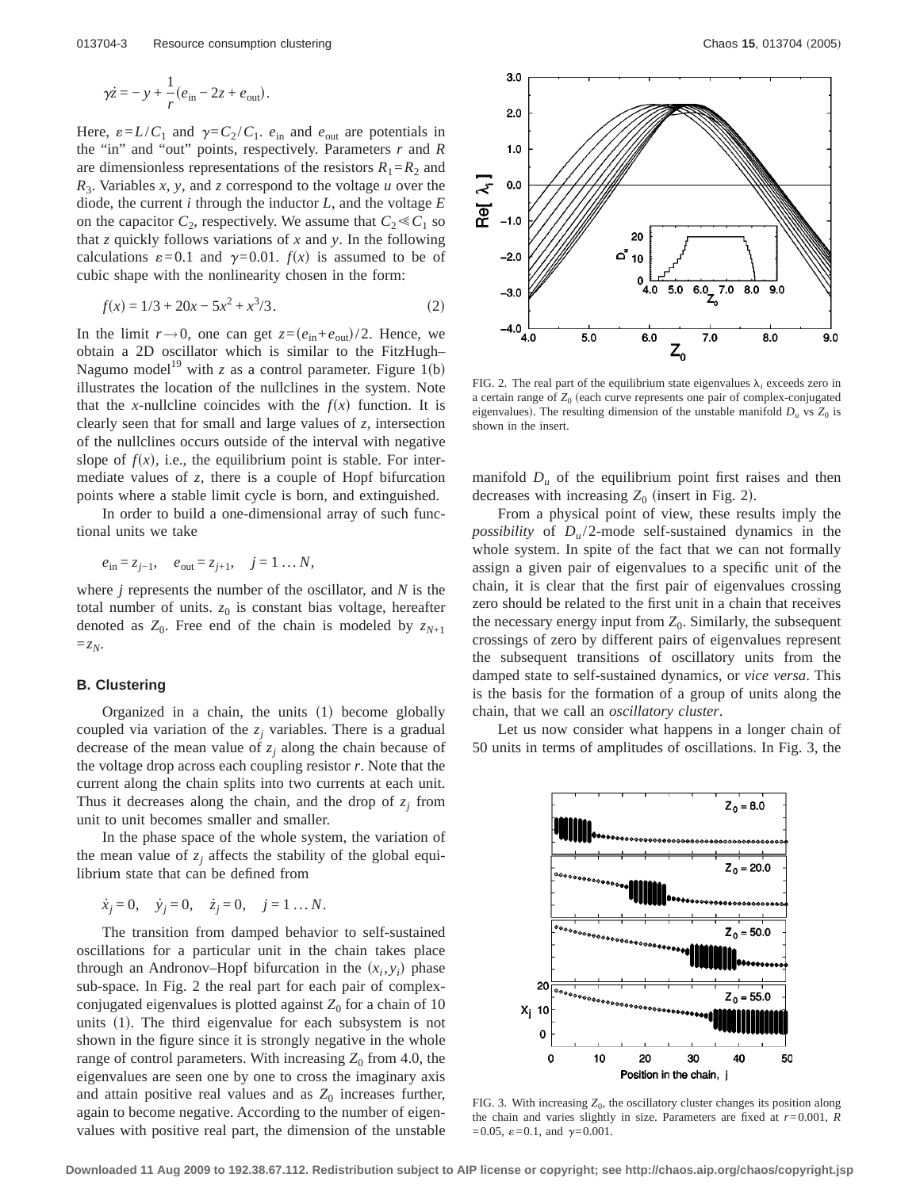$$\gamma \dot{z} = -y + \frac{1}{r}(e_{\text{in}} - 2z + e_{\text{out}}).$$

Here, $\varepsilon = L/C_1$ and $\gamma = C_2/C_1$. $e_{\text{in}}$ and $e_{\text{out}}$ are potentials in the "in" and "out" points, respectively. Parameters $r$ and $R$ are dimensionless representations of the resistors $R_1 = R_2$ and $R_3$. Variables $x$, $y$, and $z$ correspond to the voltage $u$ over the diode, the current $i$ through the inductor $L$, and the voltage $E$ on the capacitor $C_2$, respectively. We assume that $C_2 \ll C_1$ so that $z$ quickly follows variations of $x$ and $y$. In the following calculations $\varepsilon = 0.1$ and $\gamma = 0.01$. $f(x)$ is assumed to be of cubic shape with the nonlinearity chosen in the form:

$$f(x) = 1/3 + 20x - 5x^2 + x^3/3. \tag{2}$$

In the limit $r \to 0$, one can get $z = (e_{\text{in}} + e_{\text{out}})/2$. Hence, we obtain a 2D oscillator which is similar to the FitzHugh–Nagumo model[19] with $z$ as a control parameter. Figure 1(b) illustrates the location of the nullclines in the system. Note that the $x$-nullcline coincides with the $f(x)$ function. It is clearly seen that for small and large values of $z$, intersection of the nullclines occurs outside of the interval with negative slope of $f(x)$, i.e., the equilibrium point is stable. For intermediate values of $z$, there is a couple of Hopf bifurcation points where a stable limit cycle is born, and extinguished.

In order to build a one-dimensional array of such functional units we take

$$e_{\text{in}} = z_{j-1}, \quad e_{\text{out}} = z_{j+1}, \quad j = 1 \ldots N,$$

where $j$ represents the number of the oscillator, and $N$ is the total number of units. $z_0$ is constant bias voltage, hereafter denoted as $Z_0$. Free end of the chain is modeled by $z_{N+1} = z_N$.

### B. Clustering

Organized in a chain, the units (1) become globally coupled via variation of the $z_j$ variables. There is a gradual decrease of the mean value of $z_j$ along the chain because of the voltage drop across each coupling resistor $r$. Note that the current along the chain splits into two currents at each unit. Thus it decreases along the chain, and the drop of $z_j$ from unit to unit becomes smaller and smaller.

In the phase space of the whole system, the variation of the mean value of $z_j$ affects the stability of the global equilibrium state that can be defined from

$$\dot{x}_j = 0, \quad \dot{y}_j = 0, \quad \dot{z}_j = 0, \quad j = 1 \ldots N.$$

The transition from damped behavior to self-sustained oscillations for a particular unit in the chain takes place through an Andronov–Hopf bifurcation in the $(x_i, y_i)$ phase sub-space. In Fig. 2 the real part for each pair of complex-conjugated eigenvalues is plotted against $Z_0$ for a chain of 10 units (1). The third eigenvalue for each subsystem is not shown in the figure since it is strongly negative in the whole range of control parameters. With increasing $Z_0$ from 4.0, the eigenvalues are seen one by one to cross the imaginary axis and attain positive real values and as $Z_0$ increases further, again to become negative. According to the number of eigenvalues with positive real part, the dimension of the unstable manifold $D_u$ of the equilibrium point first raises and then decreases with increasing $Z_0$ (insert in Fig. 2).

FIG. 2. The real part of the equilibrium state eigenvalues $\lambda_i$ exceeds zero in a certain range of $Z_0$ (each curve represents one pair of complex-conjugated eigenvalues). The resulting dimension of the unstable manifold $D_u$ vs $Z_0$ is shown in the insert.

From a physical point of view, these results imply the *possibility* of $D_u/2$-mode self-sustained dynamics in the whole system. In spite of the fact that we can not formally assign a given pair of eigenvalues to a specific unit of the chain, it is clear that the first pair of eigenvalues crossing zero should be related to the first unit in a chain that receives the necessary energy input from $Z_0$. Similarly, the subsequent crossings of zero by different pairs of eigenvalues represent the subsequent transitions of oscillatory units from the damped state to self-sustained dynamics, or *vice versa*. This is the basis for the formation of a group of units along the chain, that we call an *oscillatory cluster*.

Let us now consider what happens in a longer chain of 50 units in terms of amplitudes of oscillations. In Fig. 3, the

FIG. 3. With increasing $Z_0$, the oscillatory cluster changes its position along the chain and varies slightly in size. Parameters are fixed at $r = 0.001$, $R = 0.05$, $\varepsilon = 0.1$, and $\gamma = 0.001$.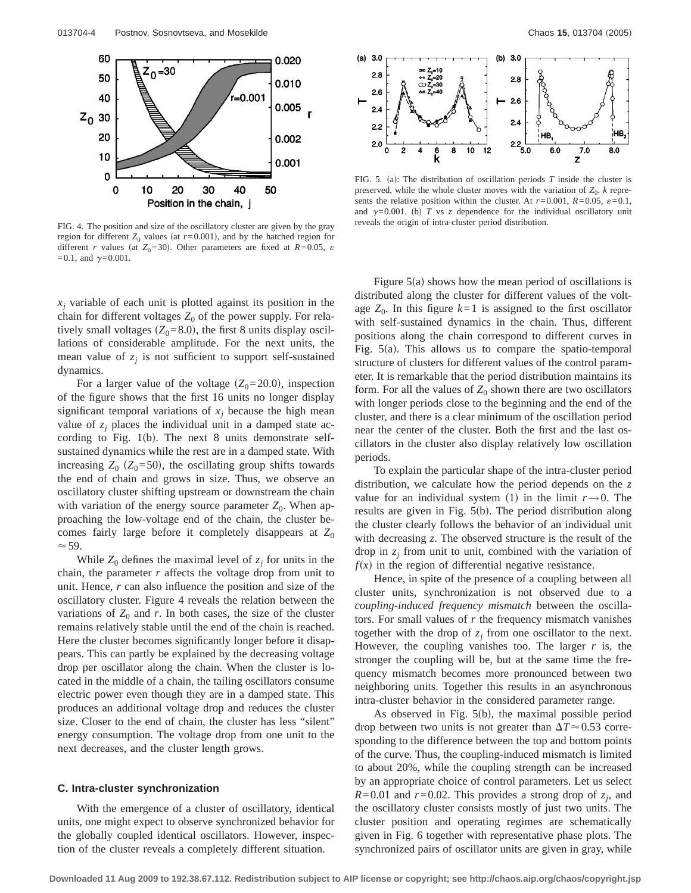FIG. 4. The position and size of the oscillatory cluster are given by the gray region for different $Z_0$ values (at $r=0.001$), and by the hatched region for different $r$ values (at $Z_0=30$). Other parameters are fixed at $R=0.05$, $\varepsilon=0.1$, and $\gamma=0.001$.

FIG. 5. (a): The distribution of oscillation periods $T$ inside the cluster is preserved, while the whole cluster moves with the variation of $Z_0$. $k$ represents the relative position within the cluster. At $r=0.001$, $R=0.05$, $\varepsilon=0.1$, and $\gamma=0.001$. (b) $T$ vs $z$ dependence for the individual oscillatory unit reveals the origin of intra-cluster period distribution.

$x_j$ variable of each unit is plotted against its position in the chain for different voltages $Z_0$ of the power supply. For relatively small voltages ($Z_0=8.0$), the first 8 units display oscillations of considerable amplitude. For the next units, the mean value of $z_j$ is not sufficient to support self-sustained dynamics.

For a larger value of the voltage ($Z_0=20.0$), inspection of the figure shows that the first 16 units no longer display significant temporal variations of $x_j$ because the high mean value of $z_j$ places the individual unit in a damped state according to Fig. 1(b). The next 8 units demonstrate self-sustained dynamics while the rest are in a damped state. With increasing $Z_0$ ($Z_0=50$), the oscillating group shifts towards the end of chain and grows in size. Thus, we observe an oscillatory cluster shifting upstream or downstream the chain with variation of the energy source parameter $Z_0$. When approaching the low-voltage end of the chain, the cluster becomes fairly large before it completely disappears at $Z_0 \approx 59$.

While $Z_0$ defines the maximal level of $z_j$ for units in the chain, the parameter $r$ affects the voltage drop from unit to unit. Hence, $r$ can also influence the position and size of the oscillatory cluster. Figure 4 reveals the relation between the variations of $Z_0$ and $r$. In both cases, the size of the cluster remains relatively stable until the end of the chain is reached. Here the cluster becomes significantly longer before it disappears. This can partly be explained by the decreasing voltage drop per oscillator along the chain. When the cluster is located in the middle of a chain, the tailing oscillators consume electric power even though they are in a damped state. This produces an additional voltage drop and reduces the cluster size. Closer to the end of chain, the cluster has less "silent" energy consumption. The voltage drop from one unit to the next decreases, and the cluster length grows.

### C. Intra-cluster synchronization

With the emergence of a cluster of oscillatory, identical units, one might expect to observe synchronized behavior for the globally coupled identical oscillators. However, inspection of the cluster reveals a completely different situation.

Figure 5(a) shows how the mean period of oscillations is distributed along the cluster for different values of the voltage $Z_0$. In this figure $k=1$ is assigned to the first oscillator with self-sustained dynamics in the chain. Thus, different positions along the chain correspond to different curves in Fig. 5(a). This allows us to compare the spatio-temporal structure of clusters for different values of the control parameter. It is remarkable that the period distribution maintains its form. For all the values of $Z_0$ shown there are two oscillators with longer periods close to the beginning and the end of the cluster, and there is a clear minimum of the oscillation period near the center of the cluster. Both the first and the last oscillators in the cluster also display relatively low oscillation periods.

To explain the particular shape of the intra-cluster period distribution, we calculate how the period depends on the $z$ value for an individual system (1) in the limit $r \to 0$. The results are given in Fig. 5(b). The period distribution along the cluster clearly follows the behavior of an individual unit with decreasing $z$. The observed structure is the result of the drop in $z_j$ from unit to unit, combined with the variation of $f(x)$ in the region of differential negative resistance.

Hence, in spite of the presence of a coupling between all cluster units, synchronization is not observed due to a *coupling-induced frequency mismatch* between the oscillators. For small values of $r$ the frequency mismatch vanishes together with the drop of $z_j$ from one oscillator to the next. However, the coupling vanishes too. The larger $r$ is, the stronger the coupling will be, but at the same time the frequency mismatch becomes more pronounced between two neighboring units. Together this results in an asynchronous intra-cluster behavior in the considered parameter range.

As observed in Fig. 5(b), the maximal possible period drop between two units is not greater than $\Delta T \approx 0.53$ corresponding to the difference between the top and bottom points of the curve. Thus, the coupling-induced mismatch is limited to about 20%, while the coupling strength can be increased by an appropriate choice of control parameters. Let us select $R=0.01$ and $r=0.02$. This provides a strong drop of $z_j$, and the oscillatory cluster consists mostly of just two units. The cluster position and operating regimes are schematically given in Fig. 6 together with representative phase plots. The synchronized pairs of oscillator units are given in gray, while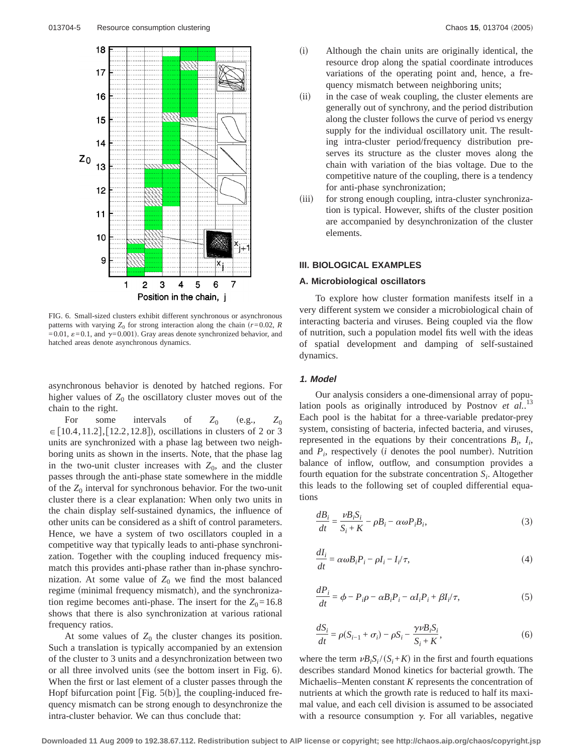FIG. 6. Small-sized clusters exhibit different synchronous or asynchronous patterns with varying $Z_0$ for strong interaction along the chain ($r=0.02$, $R=0.01$, $\varepsilon=0.1$, and $\gamma=0.001$). Gray areas denote synchronized behavior, and hatched areas denote asynchronous dynamics.

asynchronous behavior is denoted by hatched regions. For higher values of $Z_0$ the oscillatory cluster moves out of the chain to the right.

For some intervals of $Z_0$ (e.g., $Z_0 \in [10.4, 11.2], [12.2, 12.8]$), oscillations in clusters of 2 or 3 units are synchronized with a phase lag between two neighboring units as shown in the inserts. Note, that the phase lag in the two-unit cluster increases with $Z_0$, and the cluster passes through the anti-phase state somewhere in the middle of the $Z_0$ interval for synchronous behavior. For the two-unit cluster there is a clear explanation: When only two units in the chain display self-sustained dynamics, the influence of other units can be considered as a shift of control parameters. Hence, we have a system of two oscillators coupled in a competitive way that typically leads to anti-phase synchronization. Together with the coupling induced frequency mismatch this provides anti-phase rather than in-phase synchronization. At some value of $Z_0$ we find the most balanced regime (minimal frequency mismatch), and the synchronization regime becomes anti-phase. The insert for the $Z_0=16.8$ shows that there is also synchronization at various rational frequency ratios.

At some values of $Z_0$ the cluster changes its position. Such a translation is typically accompanied by an extension of the cluster to 3 units and a desynchronization between two or all three involved units (see the bottom insert in Fig. 6). When the first or last element of a cluster passes through the Hopf bifurcation point [Fig. 5(b)], the coupling-induced frequency mismatch can be strong enough to desynchronize the intra-cluster behavior. We can thus conclude that:

(i) Although the chain units are originally identical, the resource drop along the spatial coordinate introduces variations of the operating point and, hence, a frequency mismatch between neighboring units;

(ii) in the case of weak coupling, the cluster elements are generally out of synchrony, and the period distribution along the cluster follows the curve of period vs energy supply for the individual oscillatory unit. The resulting intra-cluster period/frequency distribution preserves its structure as the cluster moves along the chain with variation of the bias voltage. Due to the competitive nature of the coupling, there is a tendency for anti-phase synchronization;

(iii) for strong enough coupling, intra-cluster synchronization is typical. However, shifts of the cluster position are accompanied by desynchronization of the cluster elements.

## III. BIOLOGICAL EXAMPLES

### A. Microbiological oscillators

To explore how cluster formation manifests itself in a very different system we consider a microbiological chain of interacting bacteria and viruses. Being coupled via the flow of nutrition, such a population model fits well with the ideas of spatial development and damping of self-sustained dynamics.

#### *1. Model*

Our analysis considers a one-dimensional array of population pools as originally introduced by Postnov *et al.*.[13] Each pool is the habitat for a three-variable predator-prey system, consisting of bacteria, infected bacteria, and viruses, represented in the equations by their concentrations $B_i$, $I_i$, and $P_i$, respectively ($i$ denotes the pool number). Nutrition balance of inflow, outflow, and consumption provides a fourth equation for the substrate concentration $S_i$. Altogether this leads to the following set of coupled differential equations

$$\frac{dB_i}{dt} = \frac{\nu B_i S_i}{S_i + K} - \rho B_i - \alpha \omega P_i B_i, \tag{3}$$

$$\frac{dI_i}{dt} = \alpha \omega B_i P_i - \rho I_i - I_i/\tau, \tag{4}$$

$$\frac{dP_i}{dt} = \phi - P_i \rho - \alpha B_i P_i - \alpha I_i P_i + \beta I_i/\tau, \tag{5}$$

$$\frac{dS_i}{dt} = \rho(S_{i-1} + \sigma_i) - \rho S_i - \frac{\gamma \nu B_i S_i}{S_i + K}, \tag{6}$$

where the term $\nu B_i S_i/(S_i+K)$ in the first and fourth equations describes standard Monod kinetics for bacterial growth. The Michaelis–Menten constant $K$ represents the concentration of nutrients at which the growth rate is reduced to half its maximal value, and each cell division is assumed to be associated with a resource consumption $\gamma$. For all variables, negative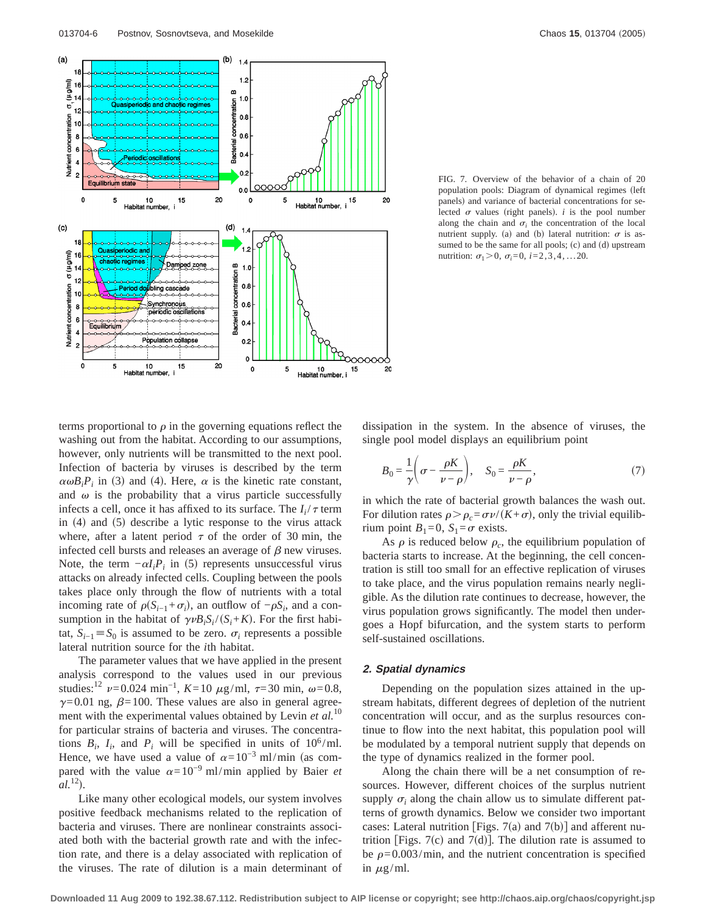FIG. 7. Overview of the behavior of a chain of 20 population pools: Diagram of dynamical regimes (left panels) and variance of bacterial concentrations for selected $\sigma$ values (right panels). $i$ is the pool number along the chain and $\sigma_i$ the concentration of the local nutrient supply. (a) and (b) lateral nutrition: $\sigma$ is assumed to be the same for all pools; (c) and (d) upstream nutrition: $\sigma_1 > 0$, $\sigma_i = 0$, $i = 2,3,4,\ldots 20$.

terms proportional to $\rho$ in the governing equations reflect the washing out from the habitat. According to our assumptions, however, only nutrients will be transmitted to the next pool. Infection of bacteria by viruses is described by the term $\alpha\omega B_i P_i$ in (3) and (4). Here, $\alpha$ is the kinetic rate constant, and $\omega$ is the probability that a virus particle successfully infects a cell, once it has affixed to its surface. The $I_i/\tau$ term in (4) and (5) describe a lytic response to the virus attack where, after a latent period $\tau$ of the order of 30 min, the infected cell bursts and releases an average of $\beta$ new viruses. Note, the term $-\alpha I_i P_i$ in (5) represents unsuccessful virus attacks on already infected cells. Coupling between the pools takes place only through the flow of nutrients with a total incoming rate of $\rho(S_{i-1}+\sigma_i)$, an outflow of $-\rho S_i$, and a consumption in the habitat of $\gamma\nu B_i S_i/(S_i+K)$. For the first habitat, $S_{i-1} \equiv S_0$ is assumed to be zero. $\sigma_i$ represents a possible lateral nutrition source for the $i$th habitat.

The parameter values that we have applied in the present analysis correspond to the values used in our previous studies:[12] $\nu=0.024\ \text{min}^{-1}$, $K=10\ \mu\text{g/ml}$, $\tau=30$ min, $\omega=0.8$, $\gamma=0.01$ ng, $\beta=100$. These values are also in general agreement with the experimental values obtained by Levin *et al.*[10] for particular strains of bacteria and viruses. The concentrations $B_i$, $I_i$, and $P_i$ will be specified in units of $10^6$/ml. Hence, we have used a value of $\alpha=10^{-3}$ ml/min (as compared with the value $\alpha=10^{-9}$ ml/min applied by Baier *et al.*[12]).

Like many other ecological models, our system involves positive feedback mechanisms related to the replication of bacteria and viruses. There are nonlinear constraints associated both with the bacterial growth rate and with the infection rate, and there is a delay associated with replication of the viruses. The rate of dilution is a main determinant of dissipation in the system. In the absence of viruses, the single pool model displays an equilibrium point

$$B_0 = \frac{1}{\gamma}\left(\sigma - \frac{\rho K}{\nu-\rho}\right), \quad S_0 = \frac{\rho K}{\nu - \rho}, \tag{7}$$

in which the rate of bacterial growth balances the wash out. For dilution rates $\rho > \rho_c = \sigma\nu/(K+\sigma)$, only the trivial equilibrium point $B_1=0$, $S_1=\sigma$ exists.

As $\rho$ is reduced below $\rho_c$, the equilibrium population of bacteria starts to increase. At the beginning, the cell concentration is still too small for an effective replication of viruses to take place, and the virus population remains nearly negligible. As the dilution rate continues to decrease, however, the virus population grows significantly. The model then undergoes a Hopf bifurcation, and the system starts to perform self-sustained oscillations.

### *2. Spatial dynamics*

Depending on the population sizes attained in the upstream habitats, different degrees of depletion of the nutrient concentration will occur, and as the surplus resources continue to flow into the next habitat, this population pool will be modulated by a temporal nutrient supply that depends on the type of dynamics realized in the former pool.

Along the chain there will be a net consumption of resources. However, different choices of the surplus nutrient supply $\sigma_i$ along the chain allow us to simulate different patterns of growth dynamics. Below we consider two important cases: Lateral nutrition [Figs. 7(a) and 7(b)] and afferent nutrition [Figs. 7(c) and 7(d)]. The dilution rate is assumed to be $\rho=0.003$/min, and the nutrient concentration is specified in $\mu$g/ml.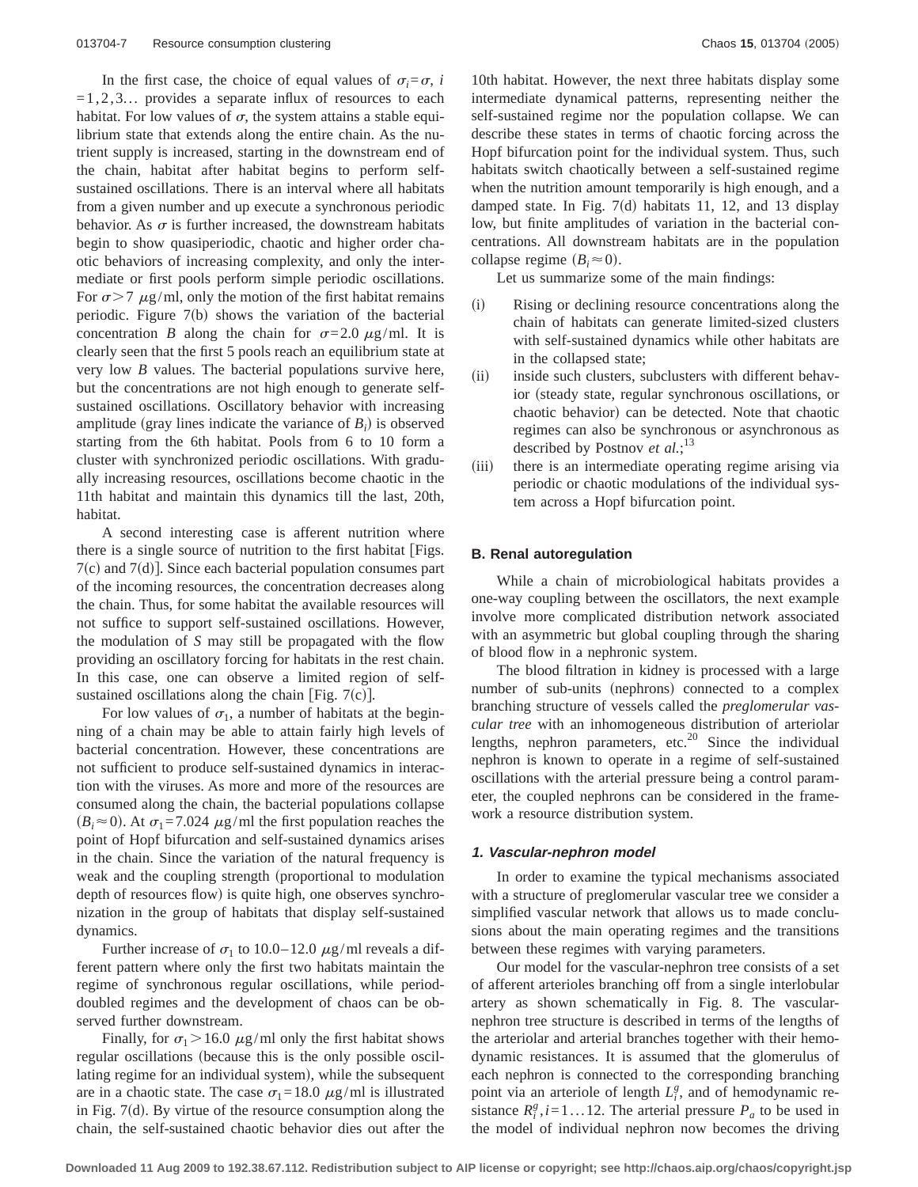In the first case, the choice of equal values of $\sigma_i=\sigma$, $i=1,2,3\ldots$ provides a separate influx of resources to each habitat. For low values of $\sigma$, the system attains a stable equilibrium state that extends along the entire chain. As the nutrient supply is increased, starting in the downstream end of the chain, habitat after habitat begins to perform self-sustained oscillations. There is an interval where all habitats from a given number and up execute a synchronous periodic behavior. As $\sigma$ is further increased, the downstream habitats begin to show quasiperiodic, chaotic and higher order chaotic behaviors of increasing complexity, and only the intermediate or first pools perform simple periodic oscillations. For $\sigma>7$ $\mu$g/ml, only the motion of the first habitat remains periodic. Figure 7(b) shows the variation of the bacterial concentration $B$ along the chain for $\sigma=2.0$ $\mu$g/ml. It is clearly seen that the first 5 pools reach an equilibrium state at very low $B$ values. The bacterial populations survive here, but the concentrations are not high enough to generate self-sustained oscillations. Oscillatory behavior with increasing amplitude (gray lines indicate the variance of $B_i$) is observed starting from the 6th habitat. Pools from 6 to 10 form a cluster with synchronized periodic oscillations. With gradually increasing resources, oscillations become chaotic in the 11th habitat and maintain this dynamics till the last, 20th, habitat.

A second interesting case is afferent nutrition where there is a single source of nutrition to the first habitat [Figs. 7(c) and 7(d)]. Since each bacterial population consumes part of the incoming resources, the concentration decreases along the chain. Thus, for some habitat the available resources will not suffice to support self-sustained oscillations. However, the modulation of $S$ may still be propagated with the flow providing an oscillatory forcing for habitats in the rest chain. In this case, one can observe a limited region of self-sustained oscillations along the chain [Fig. 7(c)].

For low values of $\sigma_1$, a number of habitats at the beginning of a chain may be able to attain fairly high levels of bacterial concentration. However, these concentrations are not sufficient to produce self-sustained dynamics in interaction with the viruses. As more and more of the resources are consumed along the chain, the bacterial populations collapse ($B_i\approx 0$). At $\sigma_1=7.024$ $\mu$g/ml the first population reaches the point of Hopf bifurcation and self-sustained dynamics arises in the chain. Since the variation of the natural frequency is weak and the coupling strength (proportional to modulation depth of resources flow) is quite high, one observes synchronization in the group of habitats that display self-sustained dynamics.

Further increase of $\sigma_1$ to 10.0–12.0 $\mu$g/ml reveals a different pattern where only the first two habitats maintain the regime of synchronous regular oscillations, while period-doubled regimes and the development of chaos can be observed further downstream.

Finally, for $\sigma_1>16.0$ $\mu$g/ml only the first habitat shows regular oscillations (because this is the only possible oscillating regime for an individual system), while the subsequent are in a chaotic state. The case $\sigma_1=18.0$ $\mu$g/ml is illustrated in Fig. 7(d). By virtue of the resource consumption along the chain, the self-sustained chaotic behavior dies out after the 10th habitat. However, the next three habitats display some intermediate dynamical patterns, representing neither the self-sustained regime nor the population collapse. We can describe these states in terms of chaotic forcing across the Hopf bifurcation point for the individual system. Thus, such habitats switch chaotically between a self-sustained regime when the nutrition amount temporarily is high enough, and a damped state. In Fig. 7(d) habitats 11, 12, and 13 display low, but finite amplitudes of variation in the bacterial concentrations. All downstream habitats are in the population collapse regime ($B_i\approx 0$).

Let us summarize some of the main findings:

(i) Rising or declining resource concentrations along the chain of habitats can generate limited-sized clusters with self-sustained dynamics while other habitats are in the collapsed state;

(ii) inside such clusters, subclusters with different behavior (steady state, regular synchronous oscillations, or chaotic behavior) can be detected. Note that chaotic regimes can also be synchronous or asynchronous as described by Postnov *et al.*;[13]

(iii) there is an intermediate operating regime arising via periodic or chaotic modulations of the individual system across a Hopf bifurcation point.

## B. Renal autoregulation

While a chain of microbiological habitats provides a one-way coupling between the oscillators, the next example involve more complicated distribution network associated with an asymmetric but global coupling through the sharing of blood flow in a nephronic system.

The blood filtration in kidney is processed with a large number of sub-units (nephrons) connected to a complex branching structure of vessels called the *preglomerular vascular tree* with an inhomogeneous distribution of arteriolar lengths, nephron parameters, etc.[20] Since the individual nephron is known to operate in a regime of self-sustained oscillations with the arterial pressure being a control parameter, the coupled nephrons can be considered in the framework a resource distribution system.

### 1. Vascular-nephron model

In order to examine the typical mechanisms associated with a structure of preglomerular vascular tree we consider a simplified vascular network that allows us to made conclusions about the main operating regimes and the transitions between these regimes with varying parameters.

Our model for the vascular-nephron tree consists of a set of afferent arterioles branching off from a single interlobular artery as shown schematically in Fig. 8. The vascular-nephron tree structure is described in terms of the lengths of the arteriolar and arterial branches together with their hemodynamic resistances. It is assumed that the glomerulus of each nephron is connected to the corresponding branching point via an arteriole of length $L_i^g$, and of hemodynamic resistance $R_i^g, i=1\ldots 12$. The arterial pressure $P_a$ to be used in the model of individual nephron now becomes the driving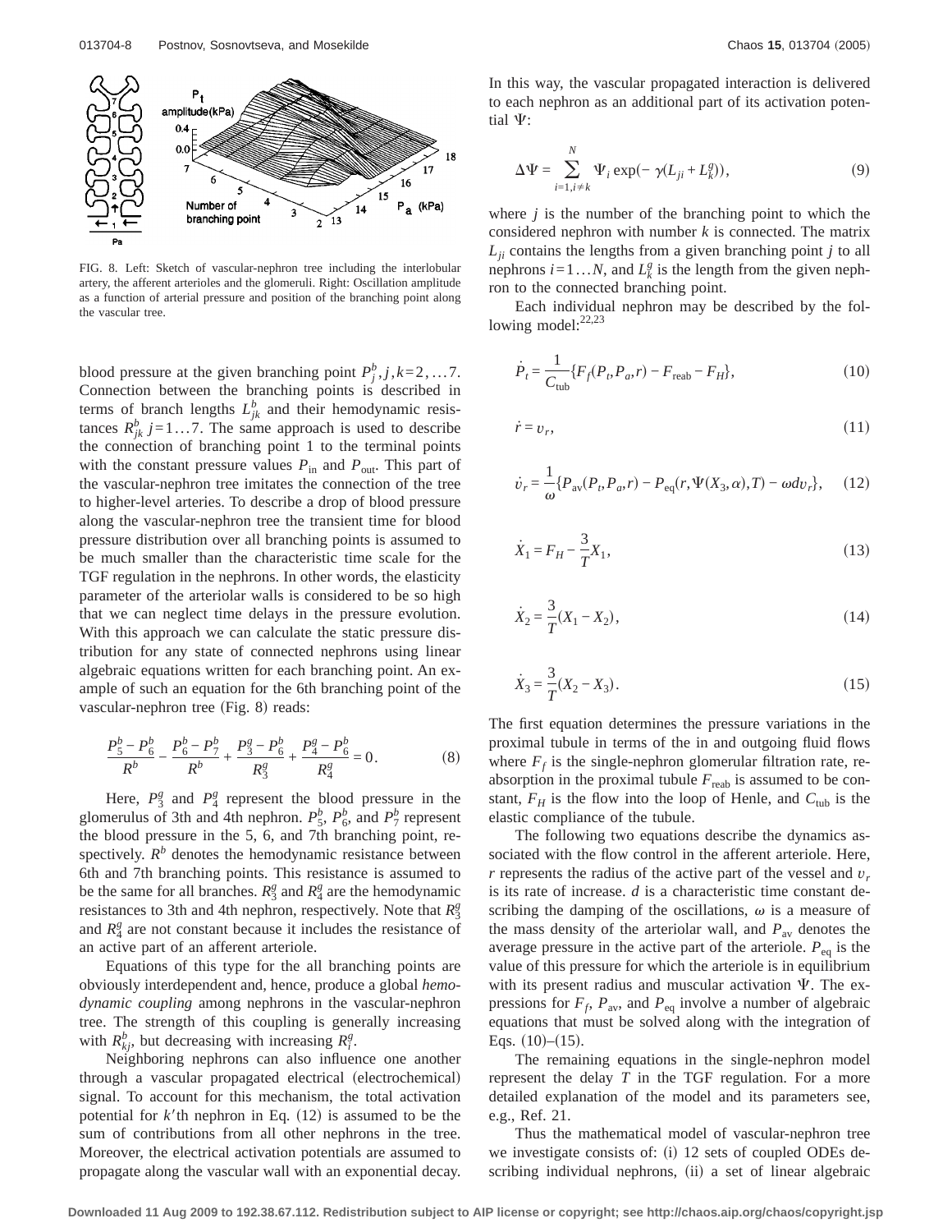FIG. 8. Left: Sketch of vascular-nephron tree including the interlobular artery, the afferent arterioles and the glomeruli. Right: Oscillation amplitude as a function of arterial pressure and position of the branching point along the vascular tree.

blood pressure at the given branching point $P_j^b, j,k=2,\dots 7$. Connection between the branching points is described in terms of branch lengths $L_{jk}^b$ and their hemodynamic resistances $R_{jk}^b$ $j=1\dots 7$. The same approach is used to describe the connection of branching point 1 to the terminal points with the constant pressure values $P_{\text{in}}$ and $P_{\text{out}}$. This part of the vascular-nephron tree imitates the connection of the tree to higher-level arteries. To describe a drop of blood pressure along the vascular-nephron tree the transient time for blood pressure distribution over all branching points is assumed to be much smaller than the characteristic time scale for the TGF regulation in the nephrons. In other words, the elasticity parameter of the arteriolar walls is considered to be so high that we can neglect time delays in the pressure evolution. With this approach we can calculate the static pressure distribution for any state of connected nephrons using linear algebraic equations written for each branching point. An example of such an equation for the 6th branching point of the vascular-nephron tree (Fig. 8) reads:

$$\frac{P_5^b - P_6^b}{R^b} - \frac{P_6^b - P_7^b}{R^b} + \frac{P_3^g - P_6^b}{R_3^g} + \frac{P_4^g - P_6^b}{R_4^g} = 0. \tag{8}$$

Here, $P_3^g$ and $P_4^g$ represent the blood pressure in the glomerulus of 3th and 4th nephron. $P_5^b$, $P_6^b$, and $P_7^b$ represent the blood pressure in the 5, 6, and 7th branching point, respectively. $R^b$ denotes the hemodynamic resistance between 6th and 7th branching points. This resistance is assumed to be the same for all branches. $R_3^g$ and $R_4^g$ are the hemodynamic resistances to 3th and 4th nephron, respectively. Note that $R_3^g$ and $R_4^g$ are not constant because it includes the resistance of an active part of an afferent arteriole.

Equations of this type for the all branching points are obviously interdependent and, hence, produce a global *hemodynamic coupling* among nephrons in the vascular-nephron tree. The strength of this coupling is generally increasing with $R_{kj}^b$, but decreasing with increasing $R_i^g$.

Neighboring nephrons can also influence one another through a vascular propagated electrical (electrochemical) signal. To account for this mechanism, the total activation potential for $k'$th nephron in Eq. (12) is assumed to be the sum of contributions from all other nephrons in the tree. Moreover, the electrical activation potentials are assumed to propagate along the vascular wall with an exponential decay. In this way, the vascular propagated interaction is delivered to each nephron as an additional part of its activation potential $\Psi$:

$$\Delta\Psi = \sum_{i=1,i\neq k}^{N} \Psi_i \exp(-\gamma(L_{ji} + L_k^g)), \tag{9}$$

where $j$ is the number of the branching point to which the considered nephron with number $k$ is connected. The matrix $L_{ji}$ contains the lengths from a given branching point $j$ to all nephrons $i=1\dots N$, and $L_k^g$ is the length from the given nephron to the connected branching point.

Each individual nephron may be described by the following model:[22,23]

$$\dot{P}_t = \frac{1}{C_{\text{tub}}}\{F_f(P_t,P_a,r) - F_{\text{reab}} - F_H\}, \tag{10}$$

$$\dot{r} = v_r, \tag{11}$$

$$\dot{v}_r = \frac{1}{\omega}\{P_{\text{av}}(P_t,P_a,r) - P_{\text{eq}}(r,\Psi(X_3,\alpha),T) - \omega d v_r\}, \tag{12}$$

$$\dot{X}_1 = F_H - \frac{3}{T}X_1, \tag{13}$$

$$\dot{X}_2 = \frac{3}{T}(X_1 - X_2), \tag{14}$$

$$\dot{X}_3 = \frac{3}{T}(X_2 - X_3). \tag{15}$$

The first equation determines the pressure variations in the proximal tubule in terms of the in and outgoing fluid flows where $F_f$ is the single-nephron glomerular filtration rate, reabsorption in the proximal tubule $F_{\text{reab}}$ is assumed to be constant, $F_H$ is the flow into the loop of Henle, and $C_{\text{tub}}$ is the elastic compliance of the tubule.

The following two equations describe the dynamics associated with the flow control in the afferent arteriole. Here, $r$ represents the radius of the active part of the vessel and $v_r$ is its rate of increase. $d$ is a characteristic time constant describing the damping of the oscillations, $\omega$ is a measure of the mass density of the arteriolar wall, and $P_{\text{av}}$ denotes the average pressure in the active part of the arteriole. $P_{\text{eq}}$ is the value of this pressure for which the arteriole is in equilibrium with its present radius and muscular activation $\Psi$. The expressions for $F_f$, $P_{\text{av}}$, and $P_{\text{eq}}$ involve a number of algebraic equations that must be solved along with the integration of Eqs. (10)–(15).

The remaining equations in the single-nephron model represent the delay $T$ in the TGF regulation. For a more detailed explanation of the model and its parameters see, e.g., Ref. 21.

Thus the mathematical model of vascular-nephron tree we investigate consists of: (i) 12 sets of coupled ODEs describing individual nephrons, (ii) a set of linear algebraic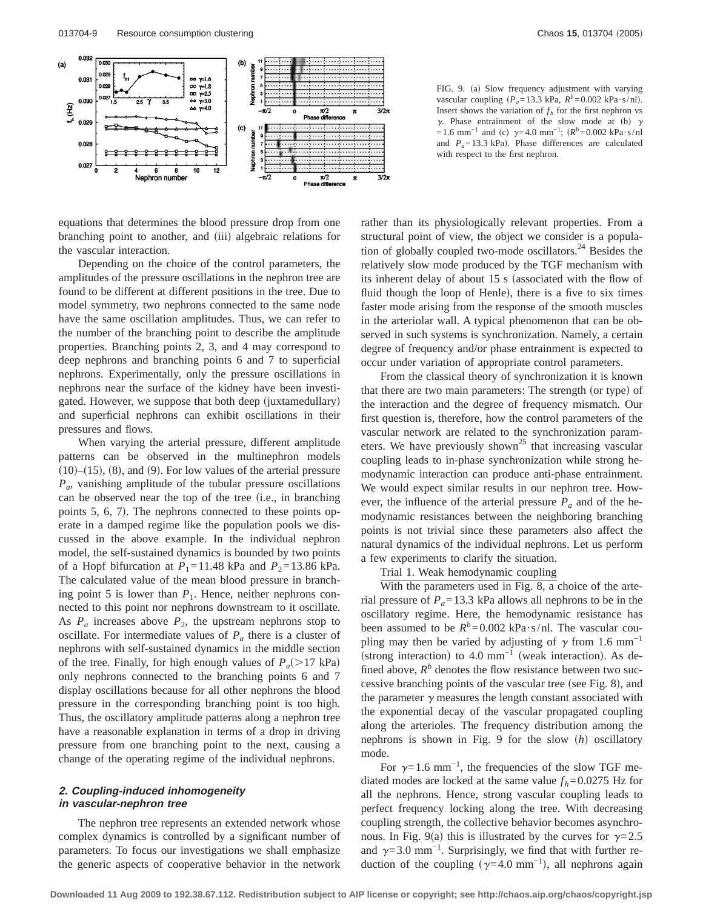FIG. 9. (a) Slow frequency adjustment with varying vascular coupling ($P_a$=13.3 kPa, $R^b$=0.002 kPa·s/nl). Insert shows the variation of $f_h$ for the first nephron vs $\gamma$. Phase entrainment of the slow mode at (b) $\gamma$=1.6 mm$^{-1}$ and (c) $\gamma$=4.0 mm$^{-1}$; ($R^b$=0.002 kPa·s/nl and $P_a$=13.3 kPa). Phase differences are calculated with respect to the first nephron.

equations that determines the blood pressure drop from one branching point to another, and (iii) algebraic relations for the vascular interaction.

Depending on the choice of the control parameters, the amplitudes of the pressure oscillations in the nephron tree are found to be different at different positions in the tree. Due to model symmetry, two nephrons connected to the same node have the same oscillation amplitudes. Thus, we can refer to the number of the branching point to describe the amplitude properties. Branching points 2, 3, and 4 may correspond to deep nephrons and branching points 6 and 7 to superficial nephrons. Experimentally, only the pressure oscillations in nephrons near the surface of the kidney have been investigated. However, we suppose that both deep (juxtamedullary) and superficial nephrons can exhibit oscillations in their pressures and flows.

When varying the arterial pressure, different amplitude patterns can be observed in the multinephron models (10)–(15), (8), and (9). For low values of the arterial pressure $P_a$, vanishing amplitude of the tubular pressure oscillations can be observed near the top of the tree (i.e., in branching points 5, 6, 7). The nephrons connected to these points operate in a damped regime like the population pools we discussed in the above example. In the individual nephron model, the self-sustained dynamics is bounded by two points of a Hopf bifurcation at $P_1$=11.48 kPa and $P_2$=13.86 kPa. The calculated value of the mean blood pressure in branching point 5 is lower than $P_1$. Hence, neither nephrons connected to this point nor nephrons downstream to it oscillate. As $P_a$ increases above $P_2$, the upstream nephrons stop to oscillate. For intermediate values of $P_a$ there is a cluster of nephrons with self-sustained dynamics in the middle section of the tree. Finally, for high enough values of $P_a$(>17 kPa) only nephrons connected to the branching points 6 and 7 display oscillations because for all other nephrons the blood pressure in the corresponding branching point is too high. Thus, the oscillatory amplitude patterns along a nephron tree have a reasonable explanation in terms of a drop in driving pressure from one branching point to the next, causing a change of the operating regime of the individual nephrons.

### 2. Coupling-induced inhomogeneity in vascular-nephron tree

The nephron tree represents an extended network whose complex dynamics is controlled by a significant number of parameters. To focus our investigations we shall emphasize the generic aspects of cooperative behavior in the network rather than its physiologically relevant properties. From a structural point of view, the object we consider is a population of globally coupled two-mode oscillators.[24] Besides the relatively slow mode produced by the TGF mechanism with its inherent delay of about 15 s (associated with the flow of fluid though the loop of Henle), there is a five to six times faster mode arising from the response of the smooth muscles in the arteriolar wall. A typical phenomenon that can be observed in such systems is synchronization. Namely, a certain degree of frequency and/or phase entrainment is expected to occur under variation of appropriate control parameters.

From the classical theory of synchronization it is known that there are two main parameters: The strength (or type) of the interaction and the degree of frequency mismatch. Our first question is, therefore, how the control parameters of the vascular network are related to the synchronization parameters. We have previously shown[25] that increasing vascular coupling leads to in-phase synchronization while strong hemodynamic interaction can produce anti-phase entrainment. We would expect similar results in our nephron tree. However, the influence of the arterial pressure $P_a$ and of the hemodynamic resistances between the neighboring branching points is not trivial since these parameters also affect the natural dynamics of the individual nephrons. Let us perform a few experiments to clarify the situation.

Trial 1. Weak hemodynamic coupling

With the parameters used in Fig. 8, a choice of the arterial pressure of $P_a$=13.3 kPa allows all nephrons to be in the oscillatory regime. Here, the hemodynamic resistance has been assumed to be $R^b$=0.002 kPa·s/nl. The vascular coupling may then be varied by adjusting of $\gamma$ from 1.6 mm$^{-1}$ (strong interaction) to 4.0 mm$^{-1}$ (weak interaction). As defined above, $R^b$ denotes the flow resistance between two successive branching points of the vascular tree (see Fig. 8), and the parameter $\gamma$ measures the length constant associated with the exponential decay of the vascular propagated coupling along the arterioles. The frequency distribution among the nephrons is shown in Fig. 9 for the slow ($h$) oscillatory mode.

For $\gamma$=1.6 mm$^{-1}$, the frequencies of the slow TGF mediated modes are locked at the same value $f_h$=0.0275 Hz for all the nephrons. Hence, strong vascular coupling leads to perfect frequency locking along the tree. With decreasing coupling strength, the collective behavior becomes asynchronous. In Fig. 9(a) this is illustrated by the curves for $\gamma$=2.5 and $\gamma$=3.0 mm$^{-1}$. Surprisingly, we find that with further reduction of the coupling ($\gamma$=4.0 mm$^{-1}$), all nephrons again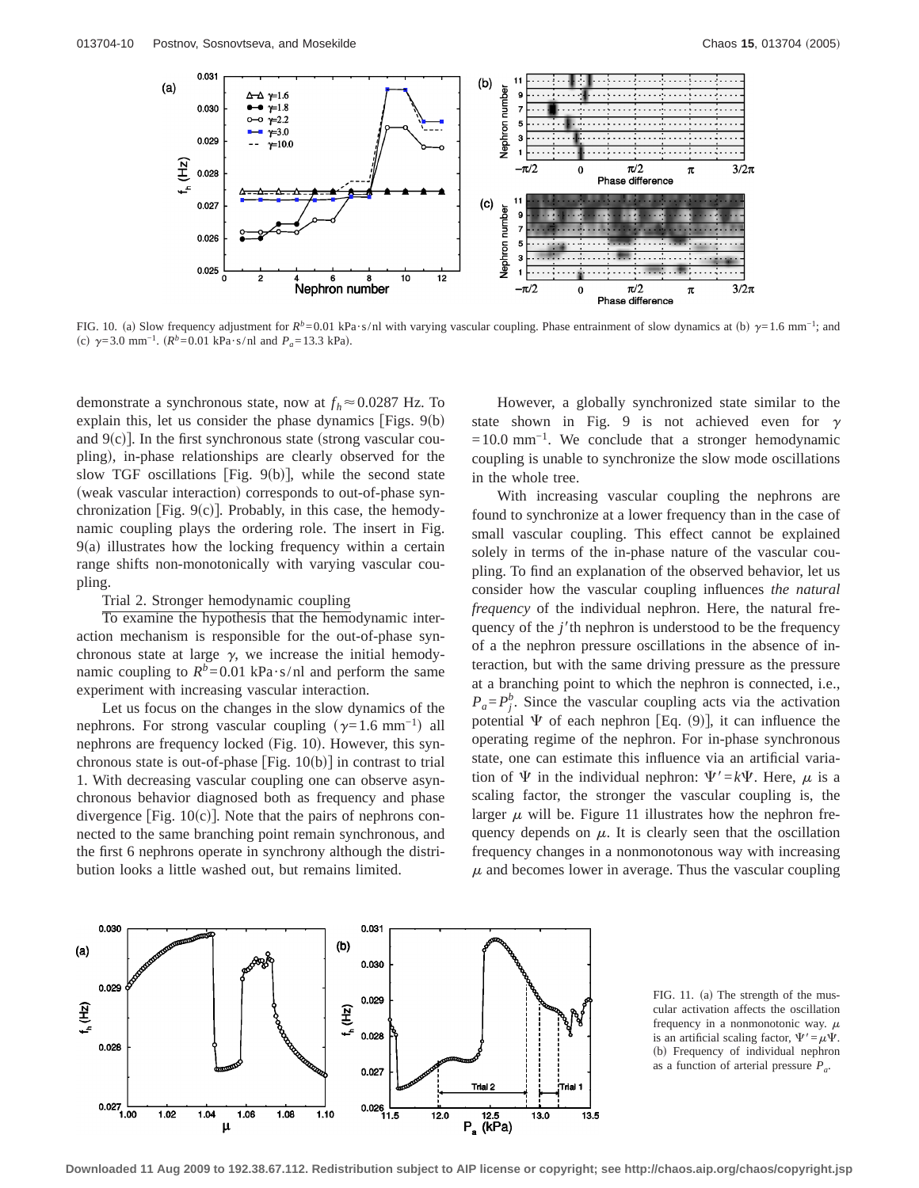FIG. 10. (a) Slow frequency adjustment for $R^b=0.01$ kPa·s/nl with varying vascular coupling. Phase entrainment of slow dynamics at (b) $\gamma=1.6$ mm$^{-1}$; and (c) $\gamma=3.0$ mm$^{-1}$. ($R^b=0.01$ kPa·s/nl and $P_a=13.3$ kPa).

demonstrate a synchronous state, now at $f_h\approx 0.0287$ Hz. To explain this, let us consider the phase dynamics [Figs. 9(b) and 9(c)]. In the first synchronous state (strong vascular coupling), in-phase relationships are clearly observed for the slow TGF oscillations [Fig. 9(b)], while the second state (weak vascular interaction) corresponds to out-of-phase synchronization [Fig. 9(c)]. Probably, in this case, the hemodynamic coupling plays the ordering role. The insert in Fig. 9(a) illustrates how the locking frequency within a certain range shifts non-monotonically with varying vascular coupling.

Trial 2. Stronger hemodynamic coupling

To examine the hypothesis that the hemodynamic interaction mechanism is responsible for the out-of-phase synchronous state at large $\gamma$, we increase the initial hemodynamic coupling to $R^b=0.01$ kPa·s/nl and perform the same experiment with increasing vascular interaction.

Let us focus on the changes in the slow dynamics of the nephrons. For strong vascular coupling ($\gamma=1.6$ mm$^{-1}$) all nephrons are frequency locked (Fig. 10). However, this synchronous state is out-of-phase [Fig. 10(b)] in contrast to trial 1. With decreasing vascular coupling one can observe asynchronous behavior diagnosed both as frequency and phase divergence [Fig. 10(c)]. Note that the pairs of nephrons connected to the same branching point remain synchronous, and the first 6 nephrons operate in synchrony although the distribution looks a little washed out, but remains limited.

However, a globally synchronized state similar to the state shown in Fig. 9 is not achieved even for $\gamma=10.0$ mm$^{-1}$. We conclude that a stronger hemodynamic coupling is unable to synchronize the slow mode oscillations in the whole tree.

With increasing vascular coupling the nephrons are found to synchronize at a lower frequency than in the case of small vascular coupling. This effect cannot be explained solely in terms of the in-phase nature of the vascular coupling. To find an explanation of the observed behavior, let us consider how the vascular coupling influences *the natural frequency* of the individual nephron. Here, the natural frequency of the $j'$th nephron is understood to be the frequency of a the nephron pressure oscillations in the absence of interaction, but with the same driving pressure as the pressure at a branching point to which the nephron is connected, i.e., $P_a=P_j^b$. Since the vascular coupling acts via the activation potential $\Psi$ of each nephron [Eq. (9)], it can influence the operating regime of the nephron. For in-phase synchronous state, one can estimate this influence via an artificial variation of $\Psi$ in the individual nephron: $\Psi'=k\Psi$. Here, $\mu$ is a scaling factor, the stronger the vascular coupling is, the larger $\mu$ will be. Figure 11 illustrates how the nephron frequency depends on $\mu$. It is clearly seen that the oscillation frequency changes in a nonmonotonous way with increasing $\mu$ and becomes lower in average. Thus the vascular coupling

FIG. 11. (a) The strength of the muscular activation affects the oscillation frequency in a nonmonotonic way. $\mu$ is an artificial scaling factor, $\Psi'=\mu\Psi$. (b) Frequency of individual nephron as a function of arterial pressure $P_a$.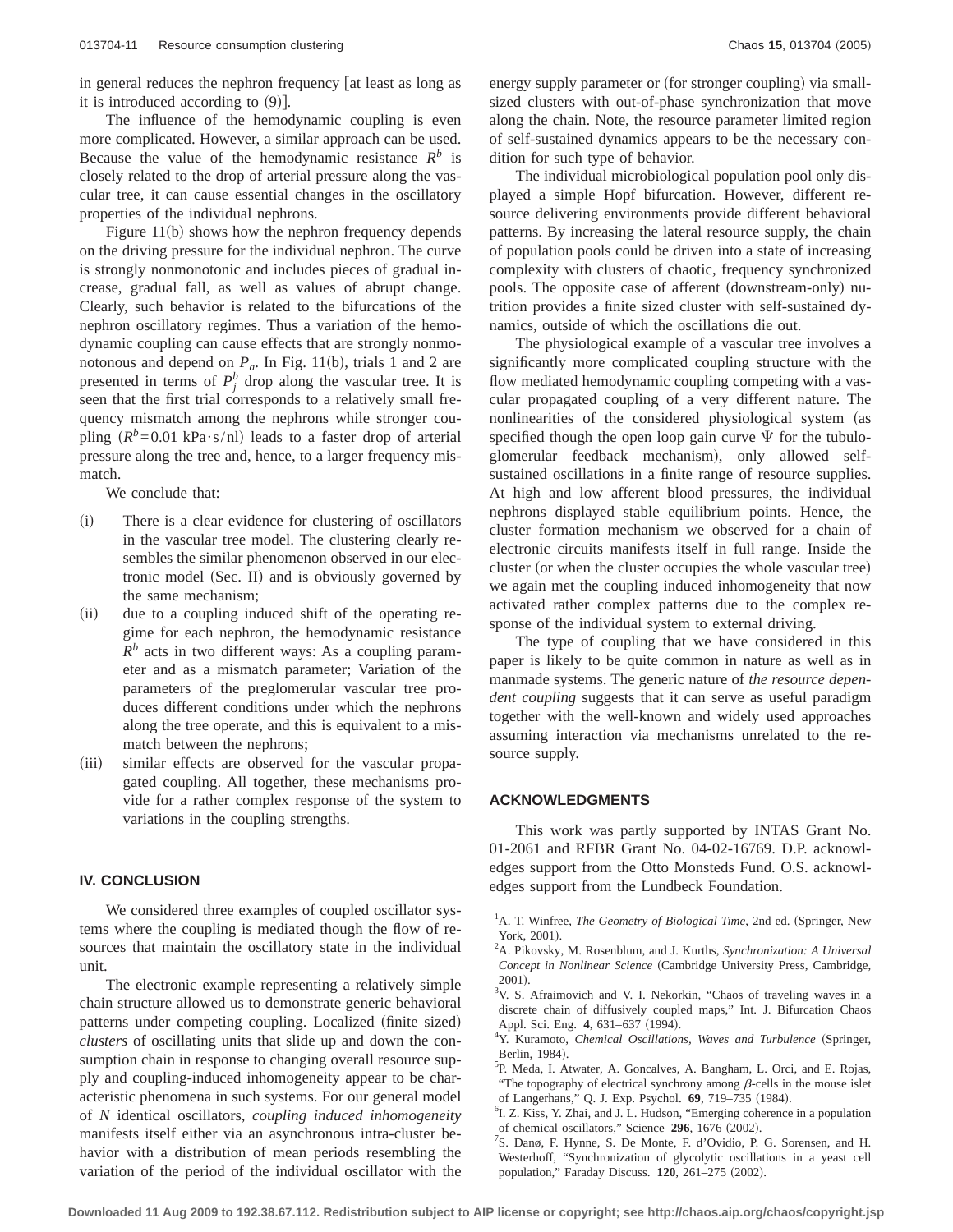in general reduces the nephron frequency [at least as long as it is introduced according to (9)].

The influence of the hemodynamic coupling is even more complicated. However, a similar approach can be used. Because the value of the hemodynamic resistance $R^b$ is closely related to the drop of arterial pressure along the vascular tree, it can cause essential changes in the oscillatory properties of the individual nephrons.

Figure 11(b) shows how the nephron frequency depends on the driving pressure for the individual nephron. The curve is strongly nonmonotonic and includes pieces of gradual increase, gradual fall, as well as values of abrupt change. Clearly, such behavior is related to the bifurcations of the nephron oscillatory regimes. Thus a variation of the hemodynamic coupling can cause effects that are strongly nonmonotonous and depend on $P_a$. In Fig. 11(b), trials 1 and 2 are presented in terms of $P_j^b$ drop along the vascular tree. It is seen that the first trial corresponds to a relatively small frequency mismatch among the nephrons while stronger coupling ($R^b=0.01$ kPa·s/nl) leads to a faster drop of arterial pressure along the tree and, hence, to a larger frequency mismatch.

We conclude that:

(i) There is a clear evidence for clustering of oscillators in the vascular tree model. The clustering clearly resembles the similar phenomenon observed in our electronic model (Sec. II) and is obviously governed by the same mechanism;

(ii) due to a coupling induced shift of the operating regime for each nephron, the hemodynamic resistance $R^b$ acts in two different ways: As a coupling parameter and as a mismatch parameter; Variation of the parameters of the preglomerular vascular tree produces different conditions under which the nephrons along the tree operate, and this is equivalent to a mismatch between the nephrons;

(iii) similar effects are observed for the vascular propagated coupling. All together, these mechanisms provide for a rather complex response of the system to variations in the coupling strengths.

## IV. CONCLUSION

We considered three examples of coupled oscillator systems where the coupling is mediated though the flow of resources that maintain the oscillatory state in the individual unit.

The electronic example representing a relatively simple chain structure allowed us to demonstrate generic behavioral patterns under competing coupling. Localized (finite sized) *clusters* of oscillating units that slide up and down the consumption chain in response to changing overall resource supply and coupling-induced inhomogeneity appear to be characteristic phenomena in such systems. For our general model of $N$ identical oscillators, *coupling induced inhomogeneity* manifests itself either via an asynchronous intra-cluster behavior with a distribution of mean periods resembling the variation of the period of the individual oscillator with the energy supply parameter or (for stronger coupling) via small-sized clusters with out-of-phase synchronization that move along the chain. Note, the resource parameter limited region of self-sustained dynamics appears to be the necessary condition for such type of behavior.

The individual microbiological population pool only displayed a simple Hopf bifurcation. However, different resource delivering environments provide different behavioral patterns. By increasing the lateral resource supply, the chain of population pools could be driven into a state of increasing complexity with clusters of chaotic, frequency synchronized pools. The opposite case of afferent (downstream-only) nutrition provides a finite sized cluster with self-sustained dynamics, outside of which the oscillations die out.

The physiological example of a vascular tree involves a significantly more complicated coupling structure with the flow mediated hemodynamic coupling competing with a vascular propagated coupling of a very different nature. The nonlinearities of the considered physiological system (as specified though the open loop gain curve $\Psi$ for the tubuloglomerular feedback mechanism), only allowed self-sustained oscillations in a finite range of resource supplies. At high and low afferent blood pressures, the individual nephrons displayed stable equilibrium points. Hence, the cluster formation mechanism we observed for a chain of electronic circuits manifests itself in full range. Inside the cluster (or when the cluster occupies the whole vascular tree) we again met the coupling induced inhomogeneity that now activated rather complex patterns due to the complex response of the individual system to external driving.

The type of coupling that we have considered in this paper is likely to be quite common in nature as well as in manmade systems. The generic nature of *the resource dependent coupling* suggests that it can serve as useful paradigm together with the well-known and widely used approaches assuming interaction via mechanisms unrelated to the resource supply.

## ACKNOWLEDGMENTS

This work was partly supported by INTAS Grant No. 01-2061 and RFBR Grant No. 04-02-16769. D.P. acknowledges support from the Otto Monsteds Fund. O.S. acknowledges support from the Lundbeck Foundation.

[1] A. T. Winfree, *The Geometry of Biological Time*, 2nd ed. (Springer, New York, 2001).

[2] A. Pikovsky, M. Rosenblum, and J. Kurths, *Synchronization: A Universal Concept in Nonlinear Science* (Cambridge University Press, Cambridge, 2001).

[3] V. S. Afraimovich and V. I. Nekorkin, "Chaos of traveling waves in a discrete chain of diffusively coupled maps," Int. J. Bifurcation Chaos Appl. Sci. Eng. **4**, 631–637 (1994).

[4] Y. Kuramoto, *Chemical Oscillations, Waves and Turbulence* (Springer, Berlin, 1984).

[5] P. Meda, I. Atwater, A. Goncalves, A. Bangham, L. Orci, and E. Rojas, "The topography of electrical synchrony among $\beta$-cells in the mouse islet of Langerhans," Q. J. Exp. Psychol. **69**, 719–735 (1984).

[6] I. Z. Kiss, Y. Zhai, and J. L. Hudson, "Emerging coherence in a population of chemical oscillators," Science **296**, 1676 (2002).

[7] S. Danø, F. Hynne, S. De Monte, F. d'Ovidio, P. G. Sorensen, and H. Westerhoff, "Synchronization of glycolytic oscillations in a yeast cell population," Faraday Discuss. **120**, 261–275 (2002).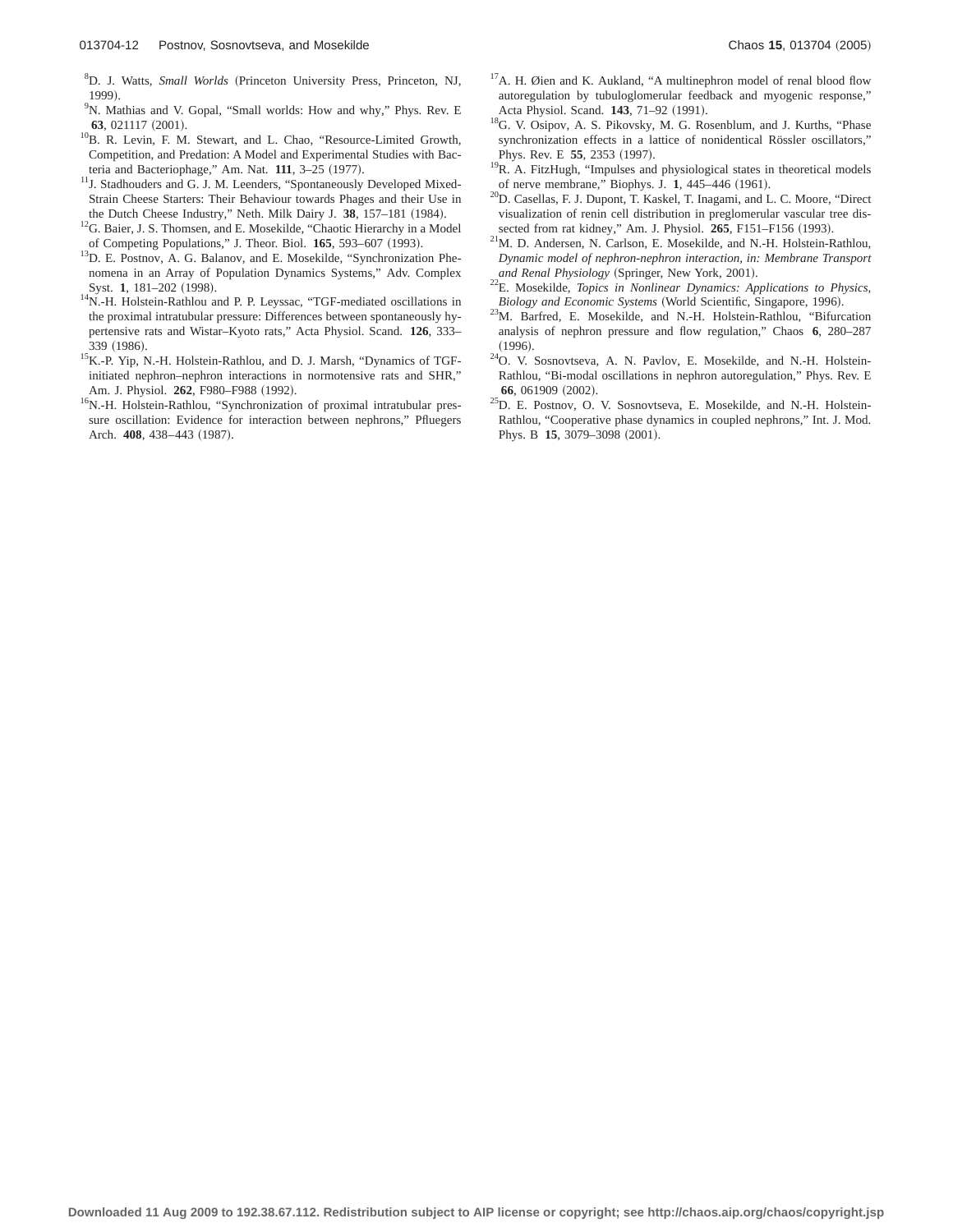[8] D. J. Watts, *Small Worlds* (Princeton University Press, Princeton, NJ, 1999).

[9] N. Mathias and V. Gopal, "Small worlds: How and why," Phys. Rev. E **63**, 021117 (2001).

[10] B. R. Levin, F. M. Stewart, and L. Chao, "Resource-Limited Growth, Competition, and Predation: A Model and Experimental Studies with Bacteria and Bacteriophage," Am. Nat. **111**, 3–25 (1977).

[11] J. Stadhouders and G. J. M. Leenders, "Spontaneously Developed Mixed-Strain Cheese Starters: Their Behaviour towards Phages and their Use in the Dutch Cheese Industry," Neth. Milk Dairy J. **38**, 157–181 (1984).

[12] G. Baier, J. S. Thomsen, and E. Mosekilde, "Chaotic Hierarchy in a Model of Competing Populations," J. Theor. Biol. **165**, 593–607 (1993).

[13] D. E. Postnov, A. G. Balanov, and E. Mosekilde, "Synchronization Phenomena in an Array of Population Dynamics Systems," Adv. Complex Syst. **1**, 181–202 (1998).

[14] N.-H. Holstein-Rathlou and P. P. Leyssac, "TGF-mediated oscillations in the proximal intratubular pressure: Differences between spontaneously hypertensive rats and Wistar–Kyoto rats," Acta Physiol. Scand. **126**, 333–339 (1986).

[15] K.-P. Yip, N.-H. Holstein-Rathlou, and D. J. Marsh, "Dynamics of TGF-initiated nephron–nephron interactions in normotensive rats and SHR," Am. J. Physiol. **262**, F980–F988 (1992).

[16] N.-H. Holstein-Rathlou, "Synchronization of proximal intratubular pressure oscillation: Evidence for interaction between nephrons," Pfluegers Arch. **408**, 438–443 (1987).

[17] A. H. Øien and K. Aukland, "A multinephron model of renal blood flow autoregulation by tubuloglomerular feedback and myogenic response," Acta Physiol. Scand. **143**, 71–92 (1991).

[18] G. V. Osipov, A. S. Pikovsky, M. G. Rosenblum, and J. Kurths, "Phase synchronization effects in a lattice of nonidentical Rössler oscillators," Phys. Rev. E **55**, 2353 (1997).

[19] R. A. FitzHugh, "Impulses and physiological states in theoretical models of nerve membrane," Biophys. J. **1**, 445–446 (1961).

[20] D. Casellas, F. J. Dupont, T. Kaskel, T. Inagami, and L. C. Moore, "Direct visualization of renin cell distribution in preglomerular vascular tree dissected from rat kidney," Am. J. Physiol. **265**, F151–F156 (1993).

[21] M. D. Andersen, N. Carlson, E. Mosekilde, and N.-H. Holstein-Rathlou, *Dynamic model of nephron-nephron interaction, in: Membrane Transport and Renal Physiology* (Springer, New York, 2001).

[22] E. Mosekilde, *Topics in Nonlinear Dynamics: Applications to Physics, Biology and Economic Systems* (World Scientific, Singapore, 1996).

[23] M. Barfred, E. Mosekilde, and N.-H. Holstein-Rathlou, "Bifurcation analysis of nephron pressure and flow regulation," Chaos **6**, 280–287 (1996).

[24] O. V. Sosnovtseva, A. N. Pavlov, E. Mosekilde, and N.-H. Holstein-Rathlou, "Bi-modal oscillations in nephron autoregulation," Phys. Rev. E **66**, 061909 (2002).

[25] D. E. Postnov, O. V. Sosnovtseva, E. Mosekilde, and N.-H. Holstein-Rathlou, "Cooperative phase dynamics in coupled nephrons," Int. J. Mod. Phys. B **15**, 3079–3098 (2001).